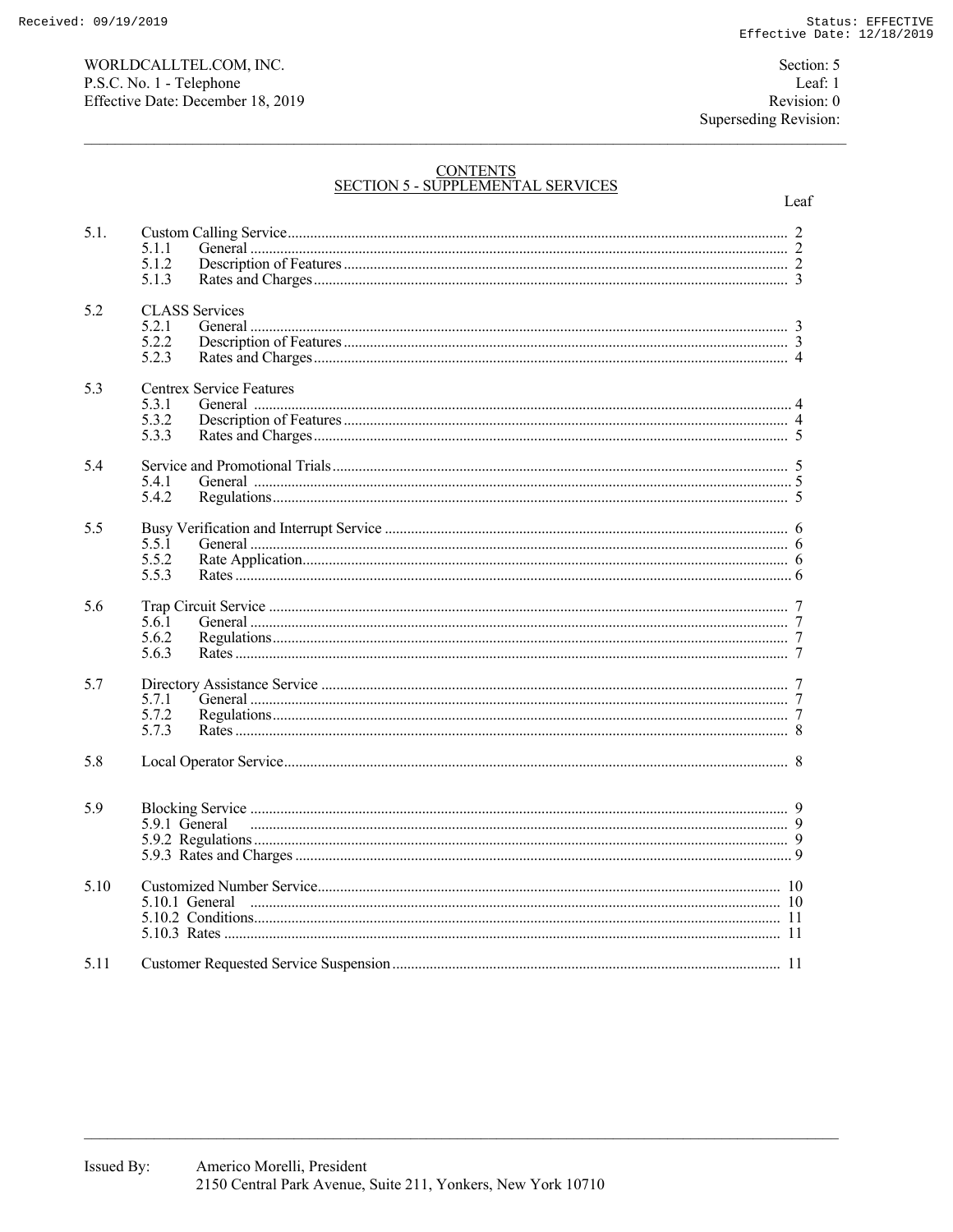WORLDCALLTEL.COM, INC.
P.S.C. No. 1 - Telephone
Effective Date: December 18, 2019

Section: 5
Leaf: 1
Revision: 0
Superseding Revision:

## CONTENTS
## SECTION 5 - SUPPLEMENTAL SERVICES

| | | Leaf |
|---|---|---|
| 5.1. | Custom Calling Service | 2 |
| | 5.1.1 General | 2 |
| | 5.1.2 Description of Features | 2 |
| | 5.1.3 Rates and Charges | 3 |
| 5.2 | CLASS Services | |
| | 5.2.1 General | 3 |
| | 5.2.2 Description of Features | 3 |
| | 5.2.3 Rates and Charges | 4 |
| 5.3 | Centrex Service Features | |
| | 5.3.1 General | 4 |
| | 5.3.2 Description of Features | 4 |
| | 5.3.3 Rates and Charges | 5 |
| 5.4 | Service and Promotional Trials | 5 |
| | 5.4.1 General | 5 |
| | 5.4.2 Regulations | 5 |
| 5.5 | Busy Verification and Interrupt Service | 6 |
| | 5.5.1 General | 6 |
| | 5.5.2 Rate Application | 6 |
| | 5.5.3 Rates | 6 |
| 5.6 | Trap Circuit Service | 7 |
| | 5.6.1 General | 7 |
| | 5.6.2 Regulations | 7 |
| | 5.6.3 Rates | 7 |
| 5.7 | Directory Assistance Service | 7 |
| | 5.7.1 General | 7 |
| | 5.7.2 Regulations | 7 |
| | 5.7.3 Rates | 8 |
| 5.8 | Local Operator Service | 8 |
| 5.9 | Blocking Service | 9 |
| | 5.9.1 General | 9 |
| | 5.9.2 Regulations | 9 |
| | 5.9.3 Rates and Charges | 9 |
| 5.10 | Customized Number Service | 10 |
| | 5.10.1 General | 10 |
| | 5.10.2 Conditions | 11 |
| | 5.10.3 Rates | 11 |
| 5.11 | Customer Requested Service Suspension | 11 |

Issued By: Americo Morelli, President
2150 Central Park Avenue, Suite 211, Yonkers, New York 10710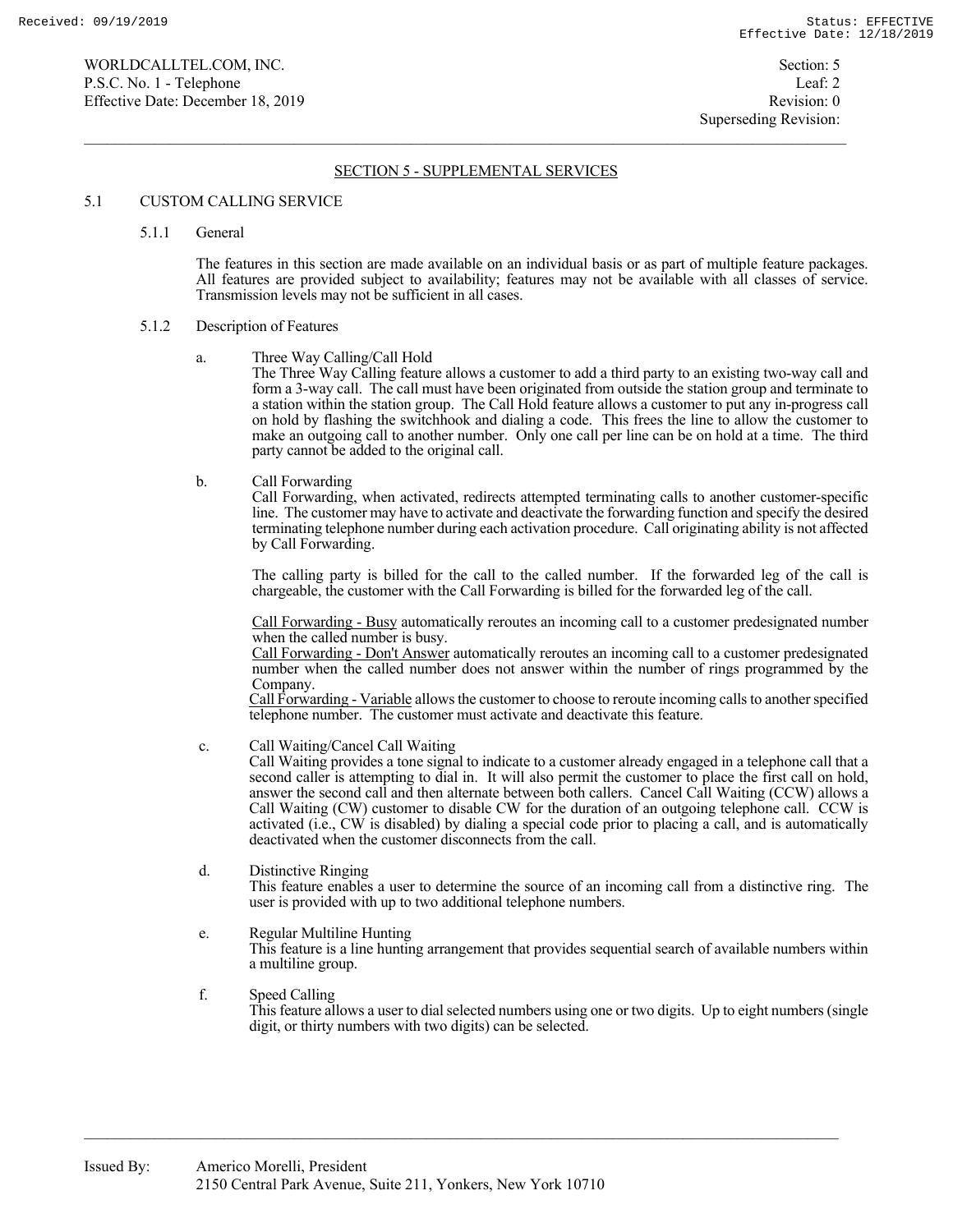## SECTION 5 - SUPPLEMENTAL SERVICES

### 5.1 CUSTOM CALLING SERVICE

#### 5.1.1 General

The features in this section are made available on an individual basis or as part of multiple feature packages. All features are provided subject to availability; features may not be available with all classes of service. Transmission levels may not be sufficient in all cases.

#### 5.1.2 Description of Features

a. Three Way Calling/Call Hold
The Three Way Calling feature allows a customer to add a third party to an existing two-way call and form a 3-way call. The call must have been originated from outside the station group and terminate to a station within the station group. The Call Hold feature allows a customer to put any in-progress call on hold by flashing the switchhook and dialing a code. This frees the line to allow the customer to make an outgoing call to another number. Only one call per line can be on hold at a time. The third party cannot be added to the original call.

b. Call Forwarding
Call Forwarding, when activated, redirects attempted terminating calls to another customer-specific line. The customer may have to activate and deactivate the forwarding function and specify the desired terminating telephone number during each activation procedure. Call originating ability is not affected by Call Forwarding.

The calling party is billed for the call to the called number. If the forwarded leg of the call is chargeable, the customer with the Call Forwarding is billed for the forwarded leg of the call.

Call Forwarding - Busy automatically reroutes an incoming call to a customer predesignated number when the called number is busy.
Call Forwarding - Don't Answer automatically reroutes an incoming call to a customer predesignated number when the called number does not answer within the number of rings programmed by the Company.
Call Forwarding - Variable allows the customer to choose to reroute incoming calls to another specified telephone number. The customer must activate and deactivate this feature.

c. Call Waiting/Cancel Call Waiting
Call Waiting provides a tone signal to indicate to a customer already engaged in a telephone call that a second caller is attempting to dial in. It will also permit the customer to place the first call on hold, answer the second call and then alternate between both callers. Cancel Call Waiting (CCW) allows a Call Waiting (CW) customer to disable CW for the duration of an outgoing telephone call. CCW is activated (i.e., CW is disabled) by dialing a special code prior to placing a call, and is automatically deactivated when the customer disconnects from the call.

d. Distinctive Ringing
This feature enables a user to determine the source of an incoming call from a distinctive ring. The user is provided with up to two additional telephone numbers.

e. Regular Multiline Hunting
This feature is a line hunting arrangement that provides sequential search of available numbers within a multiline group.

f. Speed Calling
This feature allows a user to dial selected numbers using one or two digits. Up to eight numbers (single digit, or thirty numbers with two digits) can be selected.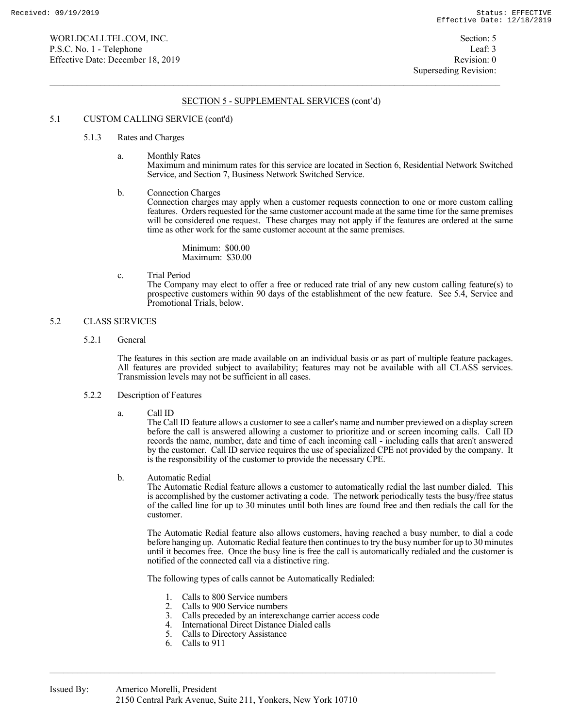## SECTION 5 - SUPPLEMENTAL SERVICES (cont'd)

### 5.1 CUSTOM CALLING SERVICE (cont'd)

#### 5.1.3 Rates and Charges

a. Monthly Rates
Maximum and minimum rates for this service are located in Section 6, Residential Network Switched Service, and Section 7, Business Network Switched Service.

b. Connection Charges
Connection charges may apply when a customer requests connection to one or more custom calling features. Orders requested for the same customer account made at the same time for the same premises will be considered one request. These charges may not apply if the features are ordered at the same time as other work for the same customer account at the same premises.

Minimum: $00.00
Maximum: $30.00

c. Trial Period
The Company may elect to offer a free or reduced rate trial of any new custom calling feature(s) to prospective customers within 90 days of the establishment of the new feature. See 5.4, Service and Promotional Trials, below.

### 5.2 CLASS SERVICES

#### 5.2.1 General

The features in this section are made available on an individual basis or as part of multiple feature packages. All features are provided subject to availability; features may not be available with all CLASS services. Transmission levels may not be sufficient in all cases.

#### 5.2.2 Description of Features

a. Call ID
The Call ID feature allows a customer to see a caller's name and number previewed on a display screen before the call is answered allowing a customer to prioritize and or screen incoming calls. Call ID records the name, number, date and time of each incoming call - including calls that aren't answered by the customer. Call ID service requires the use of specialized CPE not provided by the company. It is the responsibility of the customer to provide the necessary CPE.

b. Automatic Redial
The Automatic Redial feature allows a customer to automatically redial the last number dialed. This is accomplished by the customer activating a code. The network periodically tests the busy/free status of the called line for up to 30 minutes until both lines are found free and then redials the call for the customer.

The Automatic Redial feature also allows customers, having reached a busy number, to dial a code before hanging up. Automatic Redial feature then continues to try the busy number for up to 30 minutes until it becomes free. Once the busy line is free the call is automatically redialed and the customer is notified of the connected call via a distinctive ring.

The following types of calls cannot be Automatically Redialed:

1. Calls to 800 Service numbers
2. Calls to 900 Service numbers
3. Calls preceded by an interexchange carrier access code
4. International Direct Distance Dialed calls
5. Calls to Directory Assistance
6. Calls to 911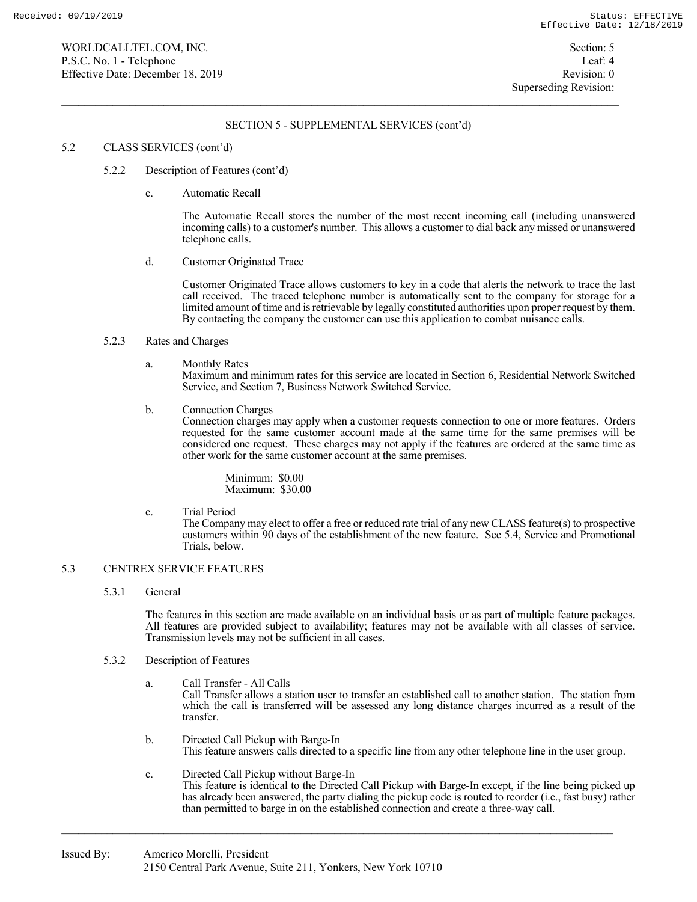## SECTION 5 - SUPPLEMENTAL SERVICES (cont'd)

5.2 CLASS SERVICES (cont'd)

5.2.2 Description of Features (cont'd)

c. Automatic Recall

The Automatic Recall stores the number of the most recent incoming call (including unanswered incoming calls) to a customer's number. This allows a customer to dial back any missed or unanswered telephone calls.

d. Customer Originated Trace

Customer Originated Trace allows customers to key in a code that alerts the network to trace the last call received. The traced telephone number is automatically sent to the company for storage for a limited amount of time and is retrievable by legally constituted authorities upon proper request by them. By contacting the company the customer can use this application to combat nuisance calls.

5.2.3 Rates and Charges

a. Monthly Rates
Maximum and minimum rates for this service are located in Section 6, Residential Network Switched Service, and Section 7, Business Network Switched Service.

b. Connection Charges
Connection charges may apply when a customer requests connection to one or more features. Orders requested for the same customer account made at the same time for the same premises will be considered one request. These charges may not apply if the features are ordered at the same time as other work for the same customer account at the same premises.

Minimum: $0.00
Maximum: $30.00

c. Trial Period
The Company may elect to offer a free or reduced rate trial of any new CLASS feature(s) to prospective customers within 90 days of the establishment of the new feature. See 5.4, Service and Promotional Trials, below.

5.3 CENTREX SERVICE FEATURES

5.3.1 General

The features in this section are made available on an individual basis or as part of multiple feature packages. All features are provided subject to availability; features may not be available with all classes of service. Transmission levels may not be sufficient in all cases.

5.3.2 Description of Features

a. Call Transfer - All Calls
Call Transfer allows a station user to transfer an established call to another station. The station from which the call is transferred will be assessed any long distance charges incurred as a result of the transfer.

b. Directed Call Pickup with Barge-In
This feature answers calls directed to a specific line from any other telephone line in the user group.

c. Directed Call Pickup without Barge-In
This feature is identical to the Directed Call Pickup with Barge-In except, if the line being picked up has already been answered, the party dialing the pickup code is routed to reorder (i.e., fast busy) rather than permitted to barge in on the established connection and create a three-way call.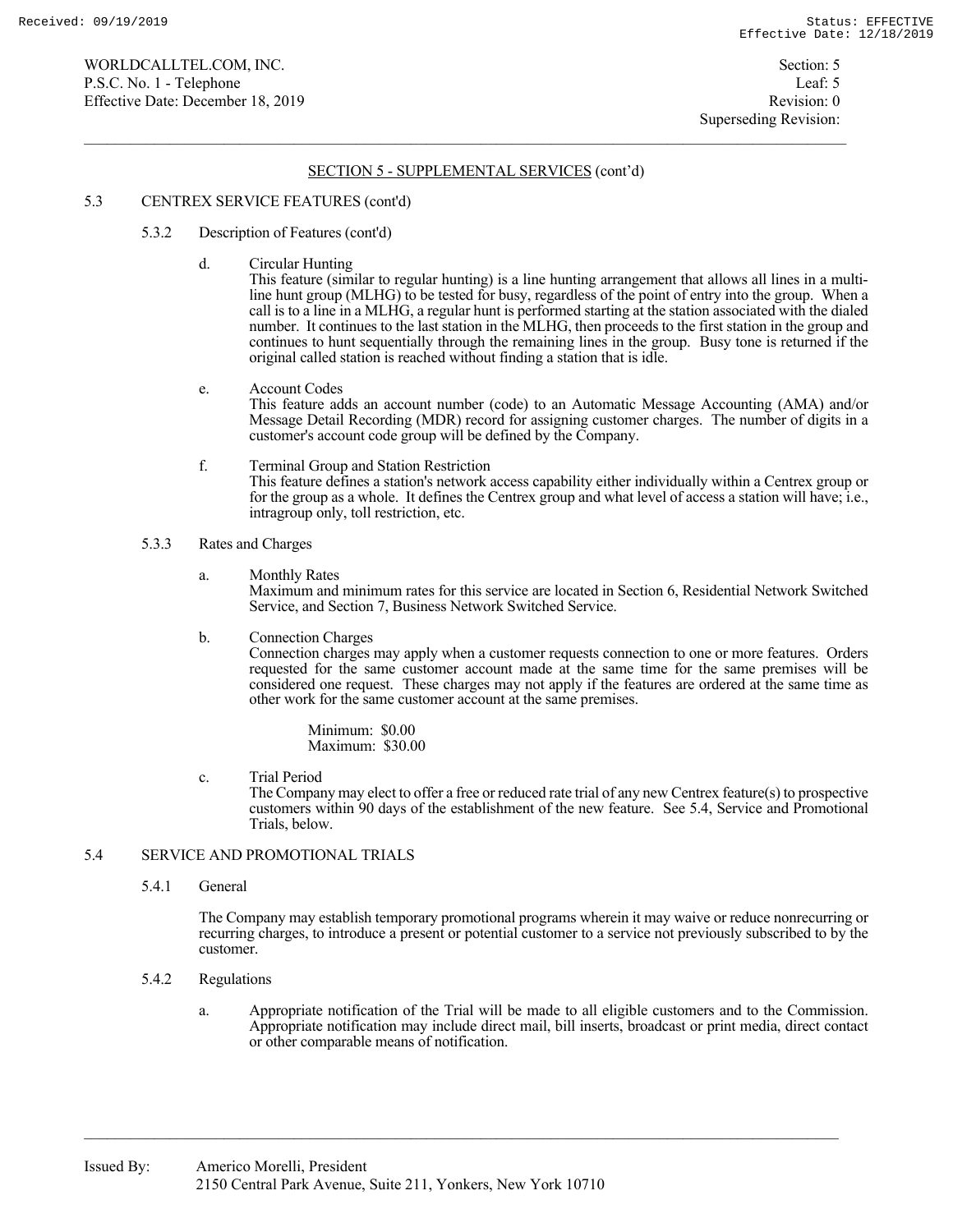## SECTION 5 - SUPPLEMENTAL SERVICES (cont'd)

### 5.3 CENTREX SERVICE FEATURES (cont'd)

#### 5.3.2 Description of Features (cont'd)

d. Circular Hunting
This feature (similar to regular hunting) is a line hunting arrangement that allows all lines in a multi-line hunt group (MLHG) to be tested for busy, regardless of the point of entry into the group. When a call is to a line in a MLHG, a regular hunt is performed starting at the station associated with the dialed number. It continues to the last station in the MLHG, then proceeds to the first station in the group and continues to hunt sequentially through the remaining lines in the group. Busy tone is returned if the original called station is reached without finding a station that is idle.

e. Account Codes
This feature adds an account number (code) to an Automatic Message Accounting (AMA) and/or Message Detail Recording (MDR) record for assigning customer charges. The number of digits in a customer's account code group will be defined by the Company.

f. Terminal Group and Station Restriction
This feature defines a station's network access capability either individually within a Centrex group or for the group as a whole. It defines the Centrex group and what level of access a station will have; i.e., intragroup only, toll restriction, etc.

#### 5.3.3 Rates and Charges

a. Monthly Rates
Maximum and minimum rates for this service are located in Section 6, Residential Network Switched Service, and Section 7, Business Network Switched Service.

b. Connection Charges
Connection charges may apply when a customer requests connection to one or more features. Orders requested for the same customer account made at the same time for the same premises will be considered one request. These charges may not apply if the features are ordered at the same time as other work for the same customer account at the same premises.

Minimum: $0.00
Maximum: $30.00

c. Trial Period
The Company may elect to offer a free or reduced rate trial of any new Centrex feature(s) to prospective customers within 90 days of the establishment of the new feature. See 5.4, Service and Promotional Trials, below.

### 5.4 SERVICE AND PROMOTIONAL TRIALS

#### 5.4.1 General

The Company may establish temporary promotional programs wherein it may waive or reduce nonrecurring or recurring charges, to introduce a present or potential customer to a service not previously subscribed to by the customer.

#### 5.4.2 Regulations

a. Appropriate notification of the Trial will be made to all eligible customers and to the Commission. Appropriate notification may include direct mail, bill inserts, broadcast or print media, direct contact or other comparable means of notification.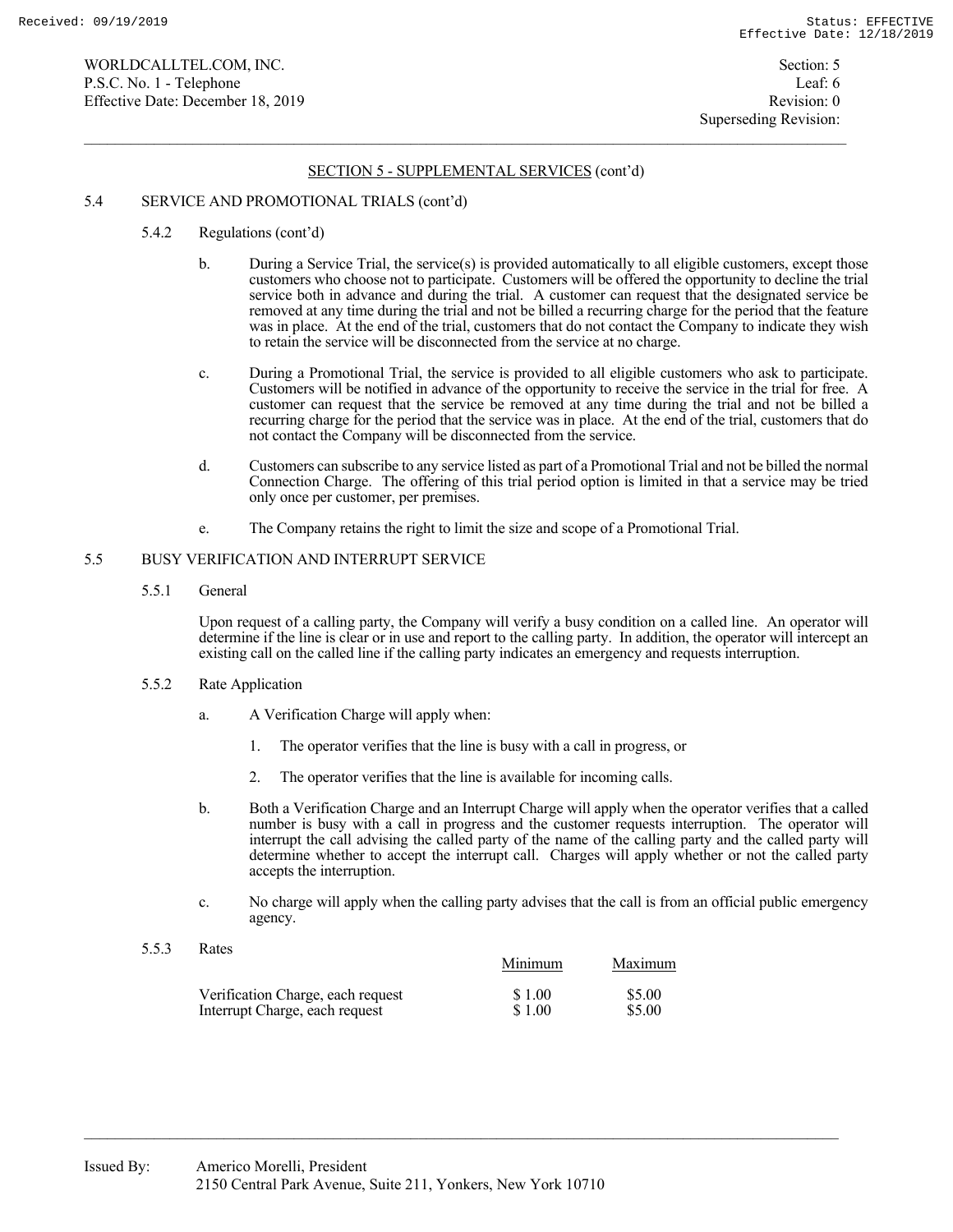## SECTION 5 - SUPPLEMENTAL SERVICES (cont'd)

### 5.4 SERVICE AND PROMOTIONAL TRIALS (cont'd)

#### 5.4.2 Regulations (cont'd)

b. During a Service Trial, the service(s) is provided automatically to all eligible customers, except those customers who choose not to participate. Customers will be offered the opportunity to decline the trial service both in advance and during the trial. A customer can request that the designated service be removed at any time during the trial and not be billed a recurring charge for the period that the feature was in place. At the end of the trial, customers that do not contact the Company to indicate they wish to retain the service will be disconnected from the service at no charge.

c. During a Promotional Trial, the service is provided to all eligible customers who ask to participate. Customers will be notified in advance of the opportunity to receive the service in the trial for free. A customer can request that the service be removed at any time during the trial and not be billed a recurring charge for the period that the service was in place. At the end of the trial, customers that do not contact the Company will be disconnected from the service.

d. Customers can subscribe to any service listed as part of a Promotional Trial and not be billed the normal Connection Charge. The offering of this trial period option is limited in that a service may be tried only once per customer, per premises.

e. The Company retains the right to limit the size and scope of a Promotional Trial.

### 5.5 BUSY VERIFICATION AND INTERRUPT SERVICE

#### 5.5.1 General

Upon request of a calling party, the Company will verify a busy condition on a called line. An operator will determine if the line is clear or in use and report to the calling party. In addition, the operator will intercept an existing call on the called line if the calling party indicates an emergency and requests interruption.

#### 5.5.2 Rate Application

a. A Verification Charge will apply when:

1. The operator verifies that the line is busy with a call in progress, or
2. The operator verifies that the line is available for incoming calls.

b. Both a Verification Charge and an Interrupt Charge will apply when the operator verifies that a called number is busy with a call in progress and the customer requests interruption. The operator will interrupt the call advising the called party of the name of the calling party and the called party will determine whether to accept the interrupt call. Charges will apply whether or not the called party accepts the interruption.

c. No charge will apply when the calling party advises that the call is from an official public emergency agency.

#### 5.5.3 Rates

| | Minimum | Maximum |
|---|---|---|
| Verification Charge, each request | $ 1.00 | $5.00 |
| Interrupt Charge, each request | $ 1.00 | $5.00 |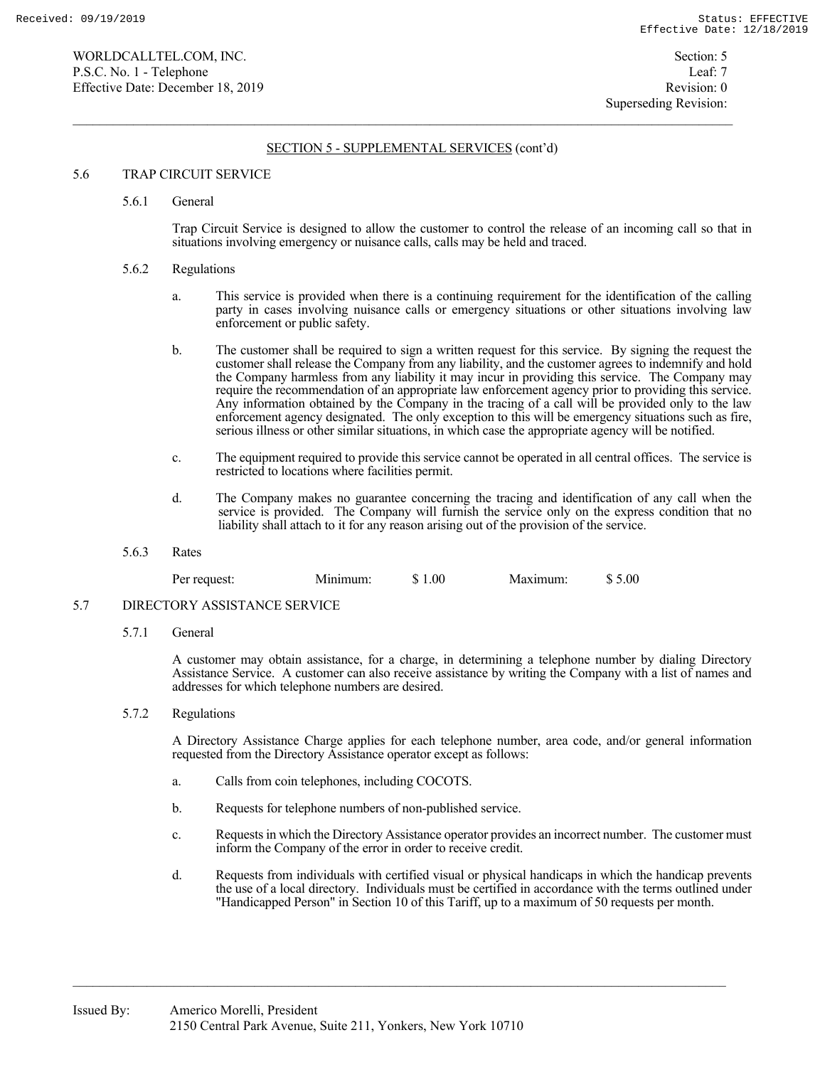## SECTION 5 - SUPPLEMENTAL SERVICES (cont'd)

### 5.6 TRAP CIRCUIT SERVICE

#### 5.6.1 General

Trap Circuit Service is designed to allow the customer to control the release of an incoming call so that in situations involving emergency or nuisance calls, calls may be held and traced.

#### 5.6.2 Regulations

a. This service is provided when there is a continuing requirement for the identification of the calling party in cases involving nuisance calls or emergency situations or other situations involving law enforcement or public safety.

b. The customer shall be required to sign a written request for this service. By signing the request the customer shall release the Company from any liability, and the customer agrees to indemnify and hold the Company harmless from any liability it may incur in providing this service. The Company may require the recommendation of an appropriate law enforcement agency prior to providing this service. Any information obtained by the Company in the tracing of a call will be provided only to the law enforcement agency designated. The only exception to this will be emergency situations such as fire, serious illness or other similar situations, in which case the appropriate agency will be notified.

c. The equipment required to provide this service cannot be operated in all central offices. The service is restricted to locations where facilities permit.

d. The Company makes no guarantee concerning the tracing and identification of any call when the service is provided. The Company will furnish the service only on the express condition that no liability shall attach to it for any reason arising out of the provision of the service.

#### 5.6.3 Rates

| | | | | |
|---|---|---|---|---|
| Per request: | Minimum: | $ 1.00 | Maximum: | $ 5.00 |

### 5.7 DIRECTORY ASSISTANCE SERVICE

#### 5.7.1 General

A customer may obtain assistance, for a charge, in determining a telephone number by dialing Directory Assistance Service. A customer can also receive assistance by writing the Company with a list of names and addresses for which telephone numbers are desired.

#### 5.7.2 Regulations

A Directory Assistance Charge applies for each telephone number, area code, and/or general information requested from the Directory Assistance operator except as follows:

a. Calls from coin telephones, including COCOTS.

b. Requests for telephone numbers of non-published service.

c. Requests in which the Directory Assistance operator provides an incorrect number. The customer must inform the Company of the error in order to receive credit.

d. Requests from individuals with certified visual or physical handicaps in which the handicap prevents the use of a local directory. Individuals must be certified in accordance with the terms outlined under "Handicapped Person" in Section 10 of this Tariff, up to a maximum of 50 requests per month.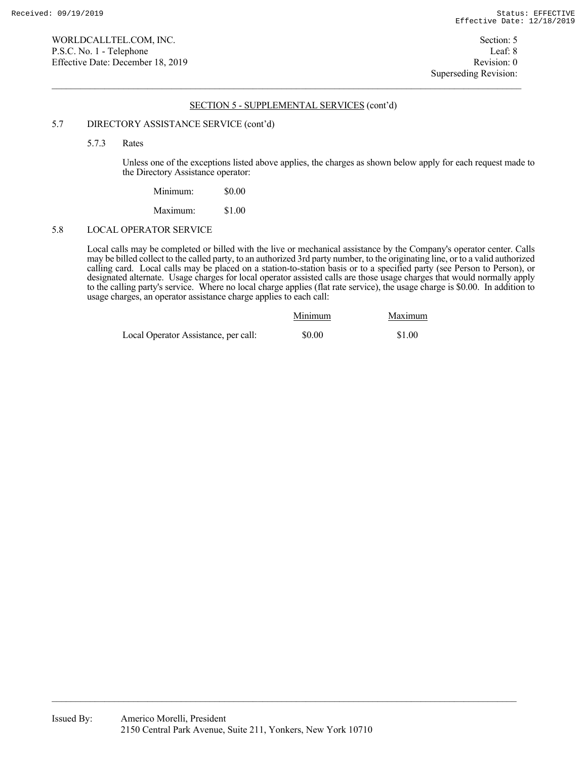## SECTION 5 - SUPPLEMENTAL SERVICES (cont'd)

### 5.7 DIRECTORY ASSISTANCE SERVICE (cont'd)

#### 5.7.3 Rates

Unless one of the exceptions listed above applies, the charges as shown below apply for each request made to the Directory Assistance operator:

| | |
|---|---|
| Minimum: | $0.00 |
| Maximum: | $1.00 |

### 5.8 LOCAL OPERATOR SERVICE

Local calls may be completed or billed with the live or mechanical assistance by the Company's operator center. Calls may be billed collect to the called party, to an authorized 3rd party number, to the originating line, or to a valid authorized calling card. Local calls may be placed on a station-to-station basis or to a specified party (see Person to Person), or designated alternate. Usage charges for local operator assisted calls are those usage charges that would normally apply to the calling party's service. Where no local charge applies (flat rate service), the usage charge is $0.00. In addition to usage charges, an operator assistance charge applies to each call:

| | Minimum | Maximum |
|---|---|---|
| Local Operator Assistance, per call: | $0.00 | $1.00 |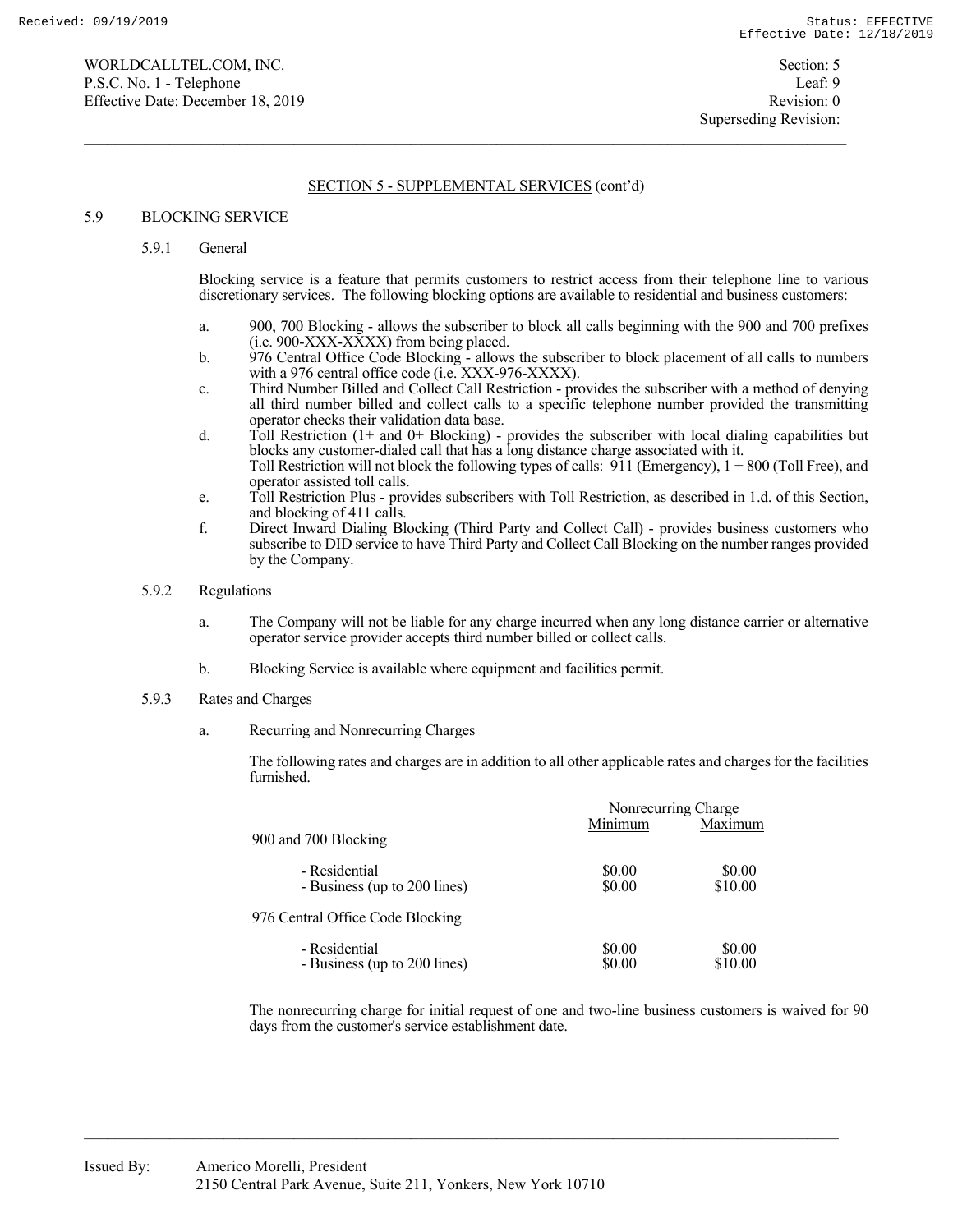## SECTION 5 - SUPPLEMENTAL SERVICES (cont'd)

### 5.9 BLOCKING SERVICE

#### 5.9.1 General

Blocking service is a feature that permits customers to restrict access from their telephone line to various discretionary services. The following blocking options are available to residential and business customers:

a. 900, 700 Blocking - allows the subscriber to block all calls beginning with the 900 and 700 prefixes (i.e. 900-XXX-XXXX) from being placed.

b. 976 Central Office Code Blocking - allows the subscriber to block placement of all calls to numbers with a 976 central office code (i.e. XXX-976-XXXX).

c. Third Number Billed and Collect Call Restriction - provides the subscriber with a method of denying all third number billed and collect calls to a specific telephone number provided the transmitting operator checks their validation data base.

d. Toll Restriction (1+ and 0+ Blocking) - provides the subscriber with local dialing capabilities but blocks any customer-dialed call that has a long distance charge associated with it. Toll Restriction will not block the following types of calls: 911 (Emergency), 1 + 800 (Toll Free), and operator assisted toll calls.

e. Toll Restriction Plus - provides subscribers with Toll Restriction, as described in 1.d. of this Section, and blocking of 411 calls.

f. Direct Inward Dialing Blocking (Third Party and Collect Call) - provides business customers who subscribe to DID service to have Third Party and Collect Call Blocking on the number ranges provided by the Company.

#### 5.9.2 Regulations

a. The Company will not be liable for any charge incurred when any long distance carrier or alternative operator service provider accepts third number billed or collect calls.

b. Blocking Service is available where equipment and facilities permit.

#### 5.9.3 Rates and Charges

a. Recurring and Nonrecurring Charges

The following rates and charges are in addition to all other applicable rates and charges for the facilities furnished.

| | Nonrecurring Charge | |
|---|---|---|
| | Minimum | Maximum |
| 900 and 700 Blocking | | |
| - Residential | $0.00 | $0.00 |
| - Business (up to 200 lines) | $0.00 | $10.00 |
| 976 Central Office Code Blocking | | |
| - Residential | $0.00 | $0.00 |
| - Business (up to 200 lines) | $0.00 | $10.00 |

The nonrecurring charge for initial request of one and two-line business customers is waived for 90 days from the customer's service establishment date.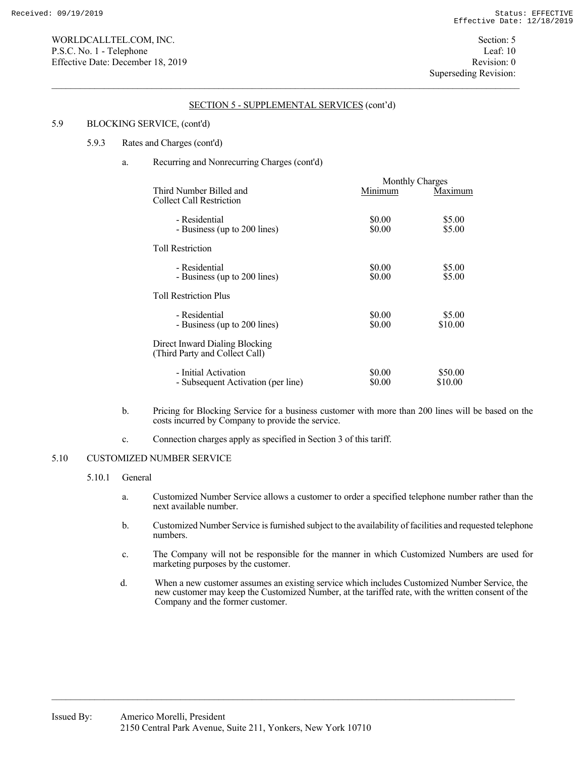## SECTION 5 - SUPPLEMENTAL SERVICES (cont'd)

5.9 BLOCKING SERVICE, (cont'd)

5.9.3 Rates and Charges (cont'd)

a. Recurring and Nonrecurring Charges (cont'd)

| | Monthly Charges | |
|---|---|---|
| | Minimum | Maximum |
| **Third Number Billed and Collect Call Restriction** | | |
| - Residential | $0.00 | $5.00 |
| - Business (up to 200 lines) | $0.00 | $5.00 |
| **Toll Restriction** | | |
| - Residential | $0.00 | $5.00 |
| - Business (up to 200 lines) | $0.00 | $5.00 |
| **Toll Restriction Plus** | | |
| - Residential | $0.00 | $5.00 |
| - Business (up to 200 lines) | $0.00 | $10.00 |
| **Direct Inward Dialing Blocking (Third Party and Collect Call)** | | |
| - Initial Activation | $0.00 | $50.00 |
| - Subsequent Activation (per line) | $0.00 | $10.00 |

b. Pricing for Blocking Service for a business customer with more than 200 lines will be based on the costs incurred by Company to provide the service.

c. Connection charges apply as specified in Section 3 of this tariff.

5.10 CUSTOMIZED NUMBER SERVICE

5.10.1 General

a. Customized Number Service allows a customer to order a specified telephone number rather than the next available number.

b. Customized Number Service is furnished subject to the availability of facilities and requested telephone numbers.

c. The Company will not be responsible for the manner in which Customized Numbers are used for marketing purposes by the customer.

d. When a new customer assumes an existing service which includes Customized Number Service, the new customer may keep the Customized Number, at the tariffed rate, with the written consent of the Company and the former customer.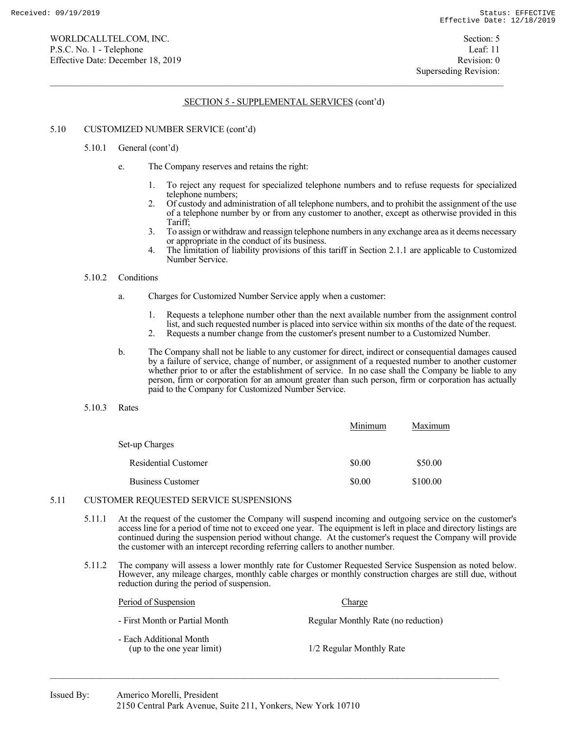## SECTION 5 - SUPPLEMENTAL SERVICES (cont'd)

### 5.10 CUSTOMIZED NUMBER SERVICE (cont'd)

#### 5.10.1 General (cont'd)

e. The Company reserves and retains the right:

1. To reject any request for specialized telephone numbers and to refuse requests for specialized telephone numbers;
2. Of custody and administration of all telephone numbers, and to prohibit the assignment of the use of a telephone number by or from any customer to another, except as otherwise provided in this Tariff;
3. To assign or withdraw and reassign telephone numbers in any exchange area as it deems necessary or appropriate in the conduct of its business.
4. The limitation of liability provisions of this tariff in Section 2.1.1 are applicable to Customized Number Service.

#### 5.10.2 Conditions

a. Charges for Customized Number Service apply when a customer:

1. Requests a telephone number other than the next available number from the assignment control list, and such requested number is placed into service within six months of the date of the request.
2. Requests a number change from the customer's present number to a Customized Number.

b. The Company shall not be liable to any customer for direct, indirect or consequential damages caused by a failure of service, change of number, or assignment of a requested number to another customer whether prior to or after the establishment of service. In no case shall the Company be liable to any person, firm or corporation for an amount greater than such person, firm or corporation has actually paid to the Company for Customized Number Service.

#### 5.10.3 Rates

| | Minimum | Maximum |
|---|---|---|
| Set-up Charges | | |
| Residential Customer | $0.00 | $50.00 |
| Business Customer | $0.00 | $100.00 |

### 5.11 CUSTOMER REQUESTED SERVICE SUSPENSIONS

5.11.1 At the request of the customer the Company will suspend incoming and outgoing service on the customer's access line for a period of time not to exceed one year. The equipment is left in place and directory listings are continued during the suspension period without change. At the customer's request the Company will provide the customer with an intercept recording referring callers to another number.

5.11.2 The company will assess a lower monthly rate for Customer Requested Service Suspension as noted below. However, any mileage charges, monthly cable charges or monthly construction charges are still due, without reduction during the period of suspension.

| Period of Suspension | Charge |
|---|---|
| - First Month or Partial Month | Regular Monthly Rate (no reduction) |
| - Each Additional Month (up to the one year limit) | 1/2 Regular Monthly Rate |